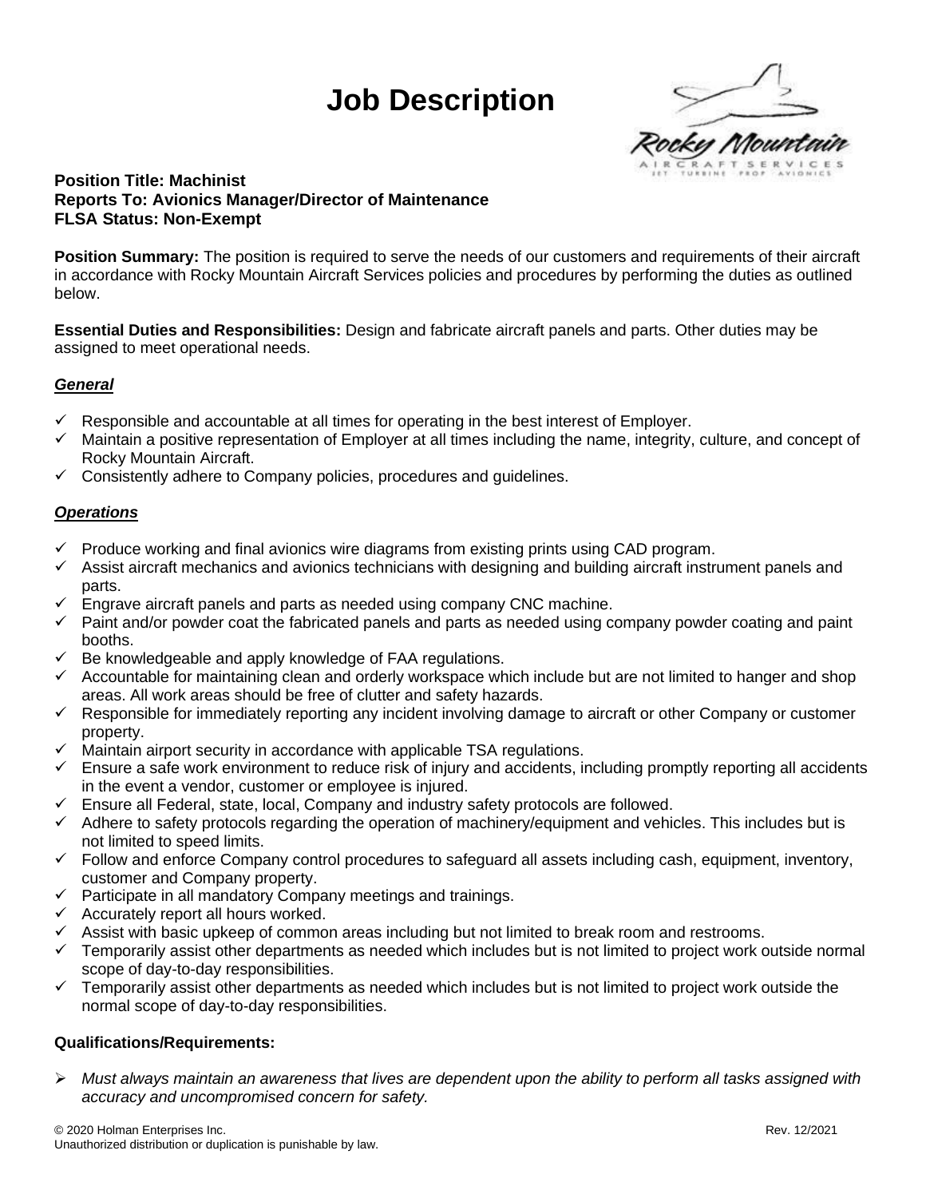# Job Description

**Position Title: Machinist**
**Reports To: Avionics Manager/Director of Maintenance**
**FLSA Status: Non-Exempt**

**Position Summary:** The position is required to serve the needs of our customers and requirements of their aircraft in accordance with Rocky Mountain Aircraft Services policies and procedures by performing the duties as outlined below.

**Essential Duties and Responsibilities:** Design and fabricate aircraft panels and parts. Other duties may be assigned to meet operational needs.

### ***General***

- ✓ Responsible and accountable at all times for operating in the best interest of Employer.
- ✓ Maintain a positive representation of Employer at all times including the name, integrity, culture, and concept of Rocky Mountain Aircraft.
- ✓ Consistently adhere to Company policies, procedures and guidelines.

### ***Operations***

- ✓ Produce working and final avionics wire diagrams from existing prints using CAD program.
- ✓ Assist aircraft mechanics and avionics technicians with designing and building aircraft instrument panels and parts.
- ✓ Engrave aircraft panels and parts as needed using company CNC machine.
- ✓ Paint and/or powder coat the fabricated panels and parts as needed using company powder coating and paint booths.
- ✓ Be knowledgeable and apply knowledge of FAA regulations.
- ✓ Accountable for maintaining clean and orderly workspace which include but are not limited to hanger and shop areas. All work areas should be free of clutter and safety hazards.
- ✓ Responsible for immediately reporting any incident involving damage to aircraft or other Company or customer property.
- ✓ Maintain airport security in accordance with applicable TSA regulations.
- ✓ Ensure a safe work environment to reduce risk of injury and accidents, including promptly reporting all accidents in the event a vendor, customer or employee is injured.
- ✓ Ensure all Federal, state, local, Company and industry safety protocols are followed.
- ✓ Adhere to safety protocols regarding the operation of machinery/equipment and vehicles. This includes but is not limited to speed limits.
- ✓ Follow and enforce Company control procedures to safeguard all assets including cash, equipment, inventory, customer and Company property.
- ✓ Participate in all mandatory Company meetings and trainings.
- ✓ Accurately report all hours worked.
- ✓ Assist with basic upkeep of common areas including but not limited to break room and restrooms.
- ✓ Temporarily assist other departments as needed which includes but is not limited to project work outside normal scope of day-to-day responsibilities.
- ✓ Temporarily assist other departments as needed which includes but is not limited to project work outside the normal scope of day-to-day responsibilities.

**Qualifications/Requirements:**

- ➢ *Must always maintain an awareness that lives are dependent upon the ability to perform all tasks assigned with accuracy and uncompromised concern for safety.*

© 2020 Holman Enterprises Inc.
Unauthorized distribution or duplication is punishable by law.
Rev. 12/2021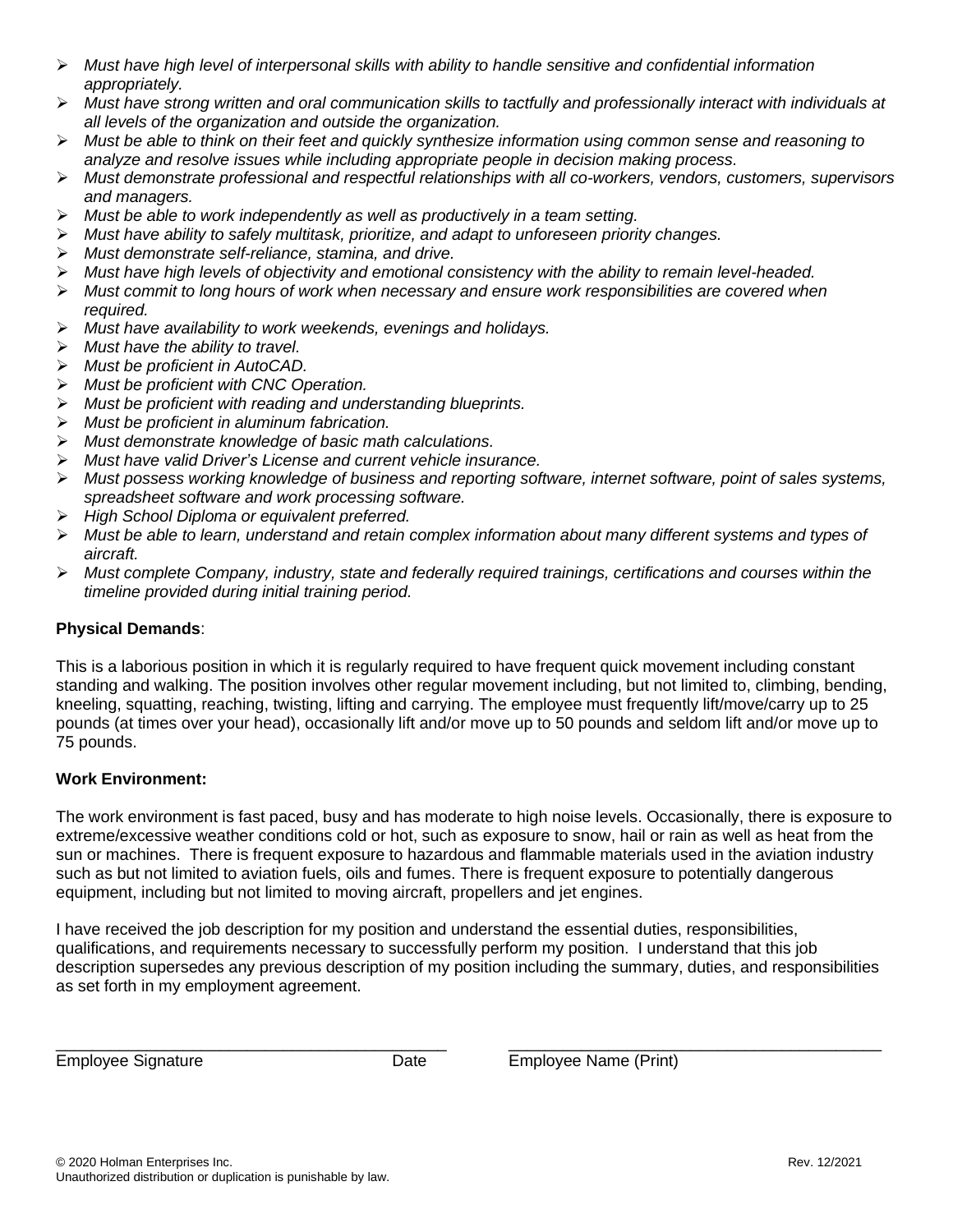- *Must have high level of interpersonal skills with ability to handle sensitive and confidential information appropriately.*
- *Must have strong written and oral communication skills to tactfully and professionally interact with individuals at all levels of the organization and outside the organization.*
- *Must be able to think on their feet and quickly synthesize information using common sense and reasoning to analyze and resolve issues while including appropriate people in decision making process.*
- *Must demonstrate professional and respectful relationships with all co-workers, vendors, customers, supervisors and managers.*
- *Must be able to work independently as well as productively in a team setting.*
- *Must have ability to safely multitask, prioritize, and adapt to unforeseen priority changes.*
- *Must demonstrate self-reliance, stamina, and drive.*
- *Must have high levels of objectivity and emotional consistency with the ability to remain level-headed.*
- *Must commit to long hours of work when necessary and ensure work responsibilities are covered when required.*
- *Must have availability to work weekends, evenings and holidays.*
- *Must have the ability to travel.*
- *Must be proficient in AutoCAD.*
- *Must be proficient with CNC Operation.*
- *Must be proficient with reading and understanding blueprints.*
- *Must be proficient in aluminum fabrication.*
- *Must demonstrate knowledge of basic math calculations.*
- *Must have valid Driver's License and current vehicle insurance.*
- *Must possess working knowledge of business and reporting software, internet software, point of sales systems, spreadsheet software and work processing software.*
- *High School Diploma or equivalent preferred.*
- *Must be able to learn, understand and retain complex information about many different systems and types of aircraft.*
- *Must complete Company, industry, state and federally required trainings, certifications and courses within the timeline provided during initial training period.*

**Physical Demands**:

This is a laborious position in which it is regularly required to have frequent quick movement including constant standing and walking. The position involves other regular movement including, but not limited to, climbing, bending, kneeling, squatting, reaching, twisting, lifting and carrying. The employee must frequently lift/move/carry up to 25 pounds (at times over your head), occasionally lift and/or move up to 50 pounds and seldom lift and/or move up to 75 pounds.

**Work Environment:**

The work environment is fast paced, busy and has moderate to high noise levels. Occasionally, there is exposure to extreme/excessive weather conditions cold or hot, such as exposure to snow, hail or rain as well as heat from the sun or machines. There is frequent exposure to hazardous and flammable materials used in the aviation industry such as but not limited to aviation fuels, oils and fumes. There is frequent exposure to potentially dangerous equipment, including but not limited to moving aircraft, propellers and jet engines.

I have received the job description for my position and understand the essential duties, responsibilities, qualifications, and requirements necessary to successfully perform my position. I understand that this job description supersedes any previous description of my position including the summary, duties, and responsibilities as set forth in my employment agreement.

\_\_\_\_\_\_\_\_\_\_\_\_\_\_\_\_\_\_\_\_\_\_\_\_\_\_\_\_\_\_\_\_\_\_\_\_\_\_\_\_\_\_ \_\_\_\_\_\_\_\_\_\_\_\_\_\_\_\_\_\_\_\_\_\_\_\_\_\_\_\_\_\_\_\_\_\_\_\_\_\_\_\_
Employee Signature Date Employee Name (Print)

© 2020 Holman Enterprises Inc. Rev. 12/2021
Unauthorized distribution or duplication is punishable by law.